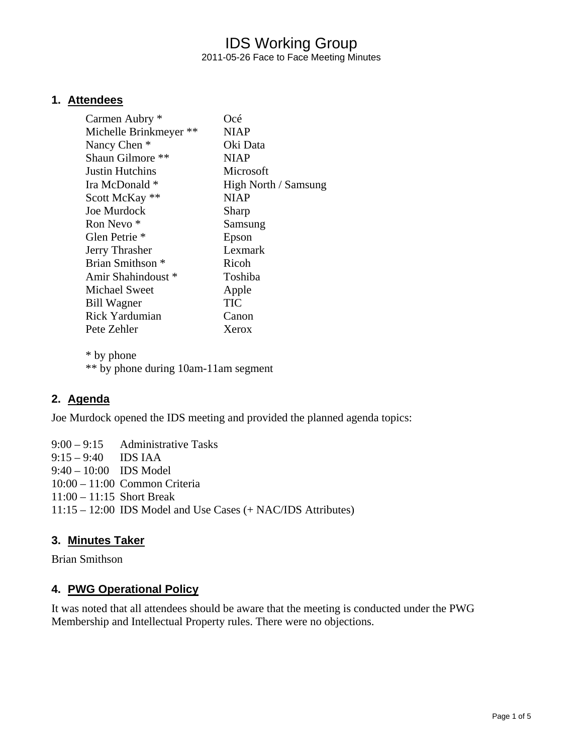# IDS Working Group

2011-05-26 Face to Face Meeting Minutes

## 1. Attendees

| | |
|---|---|
| Carmen Aubry * | Océ |
| Michelle Brinkmeyer ** | NIAP |
| Nancy Chen * | Oki Data |
| Shaun Gilmore ** | NIAP |
| Justin Hutchins | Microsoft |
| Ira McDonald * | High North / Samsung |
| Scott McKay ** | NIAP |
| Joe Murdock | Sharp |
| Ron Nevo * | Samsung |
| Glen Petrie * | Epson |
| Jerry Thrasher | Lexmark |
| Brian Smithson * | Ricoh |
| Amir Shahindoust * | Toshiba |
| Michael Sweet | Apple |
| Bill Wagner | TIC |
| Rick Yardumian | Canon |
| Pete Zehler | Xerox |

\* by phone
\** by phone during 10am-11am segment

## 2. Agenda

Joe Murdock opened the IDS meeting and provided the planned agenda topics:

9:00 – 9:15 Administrative Tasks
9:15 – 9:40 IDS IAA
9:40 – 10:00 IDS Model
10:00 – 11:00 Common Criteria
11:00 – 11:15 Short Break
11:15 – 12:00 IDS Model and Use Cases (+ NAC/IDS Attributes)

## 3. Minutes Taker

Brian Smithson

## 4. PWG Operational Policy

It was noted that all attendees should be aware that the meeting is conducted under the PWG Membership and Intellectual Property rules. There were no objections.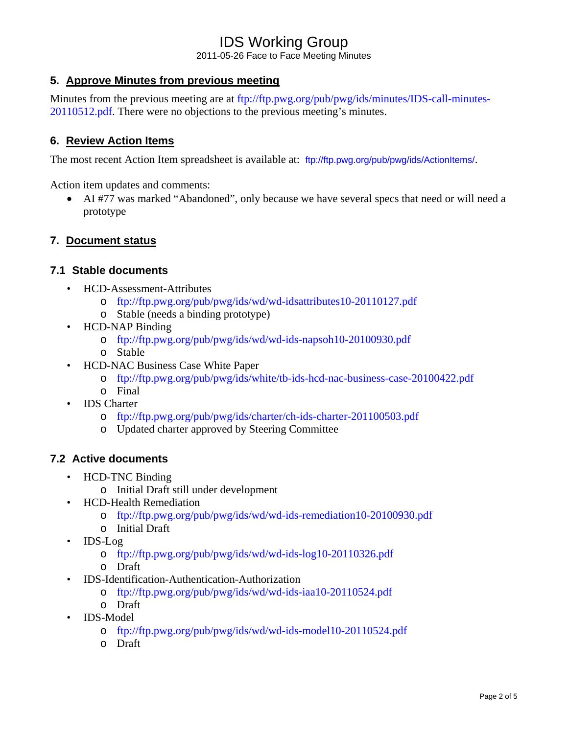## 5. Approve Minutes from previous meeting

Minutes from the previous meeting are at ftp://ftp.pwg.org/pub/pwg/ids/minutes/IDS-call-minutes-20110512.pdf. There were no objections to the previous meeting's minutes.

## 6. Review Action Items

The most recent Action Item spreadsheet is available at: ftp://ftp.pwg.org/pub/pwg/ids/ActionItems/.

Action item updates and comments:

- AI #77 was marked "Abandoned", only because we have several specs that need or will need a prototype

## 7. Document status

### 7.1 Stable documents

- HCD-Assessment-Attributes
  - ftp://ftp.pwg.org/pub/pwg/ids/wd/wd-idsattributes10-20110127.pdf
  - Stable (needs a binding prototype)
- HCD-NAP Binding
  - ftp://ftp.pwg.org/pub/pwg/ids/wd/wd-ids-napsoh10-20100930.pdf
  - Stable
- HCD-NAC Business Case White Paper
  - ftp://ftp.pwg.org/pub/pwg/ids/white/tb-ids-hcd-nac-business-case-20100422.pdf
  - Final
- IDS Charter
  - ftp://ftp.pwg.org/pub/pwg/ids/charter/ch-ids-charter-201100503.pdf
  - Updated charter approved by Steering Committee

### 7.2 Active documents

- HCD-TNC Binding
  - Initial Draft still under development
- HCD-Health Remediation
  - ftp://ftp.pwg.org/pub/pwg/ids/wd/wd-ids-remediation10-20100930.pdf
  - Initial Draft
- IDS-Log
  - ftp://ftp.pwg.org/pub/pwg/ids/wd/wd-ids-log10-20110326.pdf
  - Draft
- IDS-Identification-Authentication-Authorization
  - ftp://ftp.pwg.org/pub/pwg/ids/wd/wd-ids-iaa10-20110524.pdf
  - Draft
- IDS-Model
  - ftp://ftp.pwg.org/pub/pwg/ids/wd/wd-ids-model10-20110524.pdf
  - Draft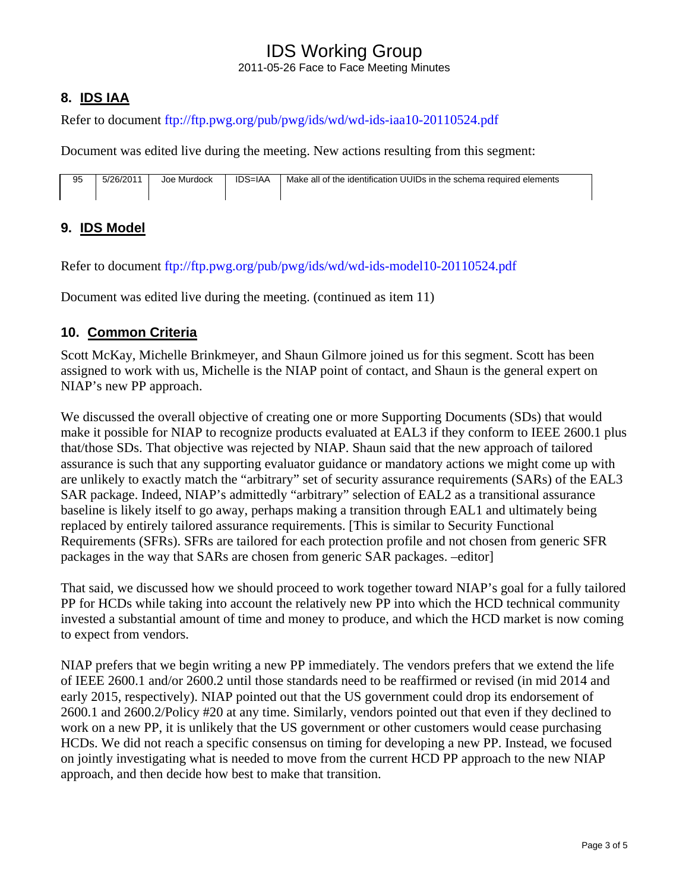## 8. IDS IAA

Refer to document ftp://ftp.pwg.org/pub/pwg/ids/wd/wd-ids-iaa10-20110524.pdf

Document was edited live during the meeting. New actions resulting from this segment:

| 95 | 5/26/2011 | Joe Murdock | IDS=IAA | Make all of the identification UUIDs in the schema required elements |
|---|---|---|---|---|

## 9. IDS Model

Refer to document ftp://ftp.pwg.org/pub/pwg/ids/wd/wd-ids-model10-20110524.pdf

Document was edited live during the meeting. (continued as item 11)

## 10. Common Criteria

Scott McKay, Michelle Brinkmeyer, and Shaun Gilmore joined us for this segment. Scott has been assigned to work with us, Michelle is the NIAP point of contact, and Shaun is the general expert on NIAP's new PP approach.

We discussed the overall objective of creating one or more Supporting Documents (SDs) that would make it possible for NIAP to recognize products evaluated at EAL3 if they conform to IEEE 2600.1 plus that/those SDs. That objective was rejected by NIAP. Shaun said that the new approach of tailored assurance is such that any supporting evaluator guidance or mandatory actions we might come up with are unlikely to exactly match the "arbitrary" set of security assurance requirements (SARs) of the EAL3 SAR package. Indeed, NIAP's admittedly "arbitrary" selection of EAL2 as a transitional assurance baseline is likely itself to go away, perhaps making a transition through EAL1 and ultimately being replaced by entirely tailored assurance requirements. [This is similar to Security Functional Requirements (SFRs). SFRs are tailored for each protection profile and not chosen from generic SFR packages in the way that SARs are chosen from generic SAR packages. –editor]

That said, we discussed how we should proceed to work together toward NIAP's goal for a fully tailored PP for HCDs while taking into account the relatively new PP into which the HCD technical community invested a substantial amount of time and money to produce, and which the HCD market is now coming to expect from vendors.

NIAP prefers that we begin writing a new PP immediately. The vendors prefers that we extend the life of IEEE 2600.1 and/or 2600.2 until those standards need to be reaffirmed or revised (in mid 2014 and early 2015, respectively). NIAP pointed out that the US government could drop its endorsement of 2600.1 and 2600.2/Policy #20 at any time. Similarly, vendors pointed out that even if they declined to work on a new PP, it is unlikely that the US government or other customers would cease purchasing HCDs. We did not reach a specific consensus on timing for developing a new PP. Instead, we focused on jointly investigating what is needed to move from the current HCD PP approach to the new NIAP approach, and then decide how best to make that transition.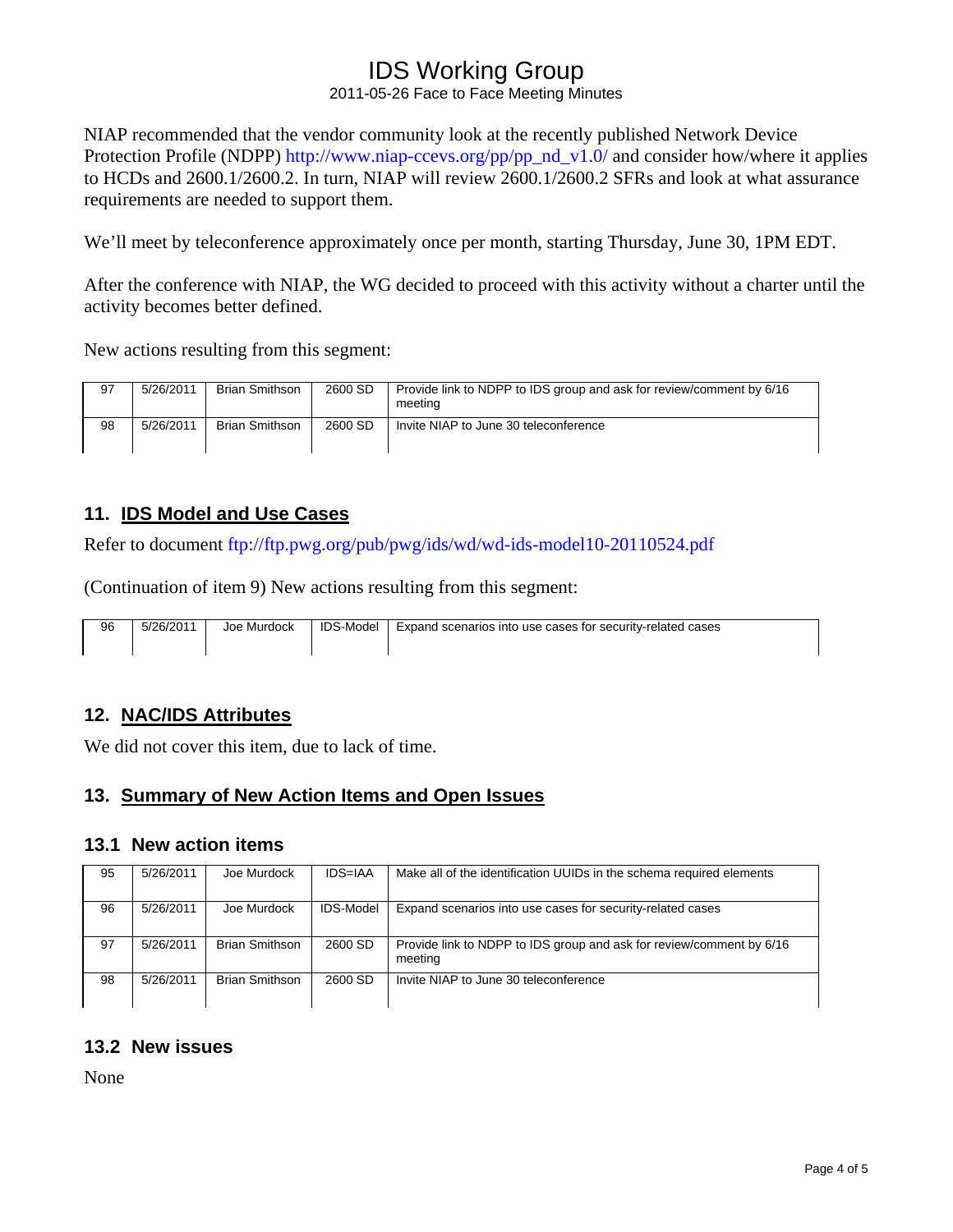NIAP recommended that the vendor community look at the recently published Network Device Protection Profile (NDPP) http://www.niap-ccevs.org/pp/pp_nd_v1.0/ and consider how/where it applies to HCDs and 2600.1/2600.2. In turn, NIAP will review 2600.1/2600.2 SFRs and look at what assurance requirements are needed to support them.

We'll meet by teleconference approximately once per month, starting Thursday, June 30, 1PM EDT.

After the conference with NIAP, the WG decided to proceed with this activity without a charter until the activity becomes better defined.

New actions resulting from this segment:

| | | | | |
|---|---|---|---|---|
| 97 | 5/26/2011 | Brian Smithson | 2600 SD | Provide link to NDPP to IDS group and ask for review/comment by 6/16 meeting |
| 98 | 5/26/2011 | Brian Smithson | 2600 SD | Invite NIAP to June 30 teleconference |

## 11. IDS Model and Use Cases

Refer to document ftp://ftp.pwg.org/pub/pwg/ids/wd/wd-ids-model10-20110524.pdf

(Continuation of item 9) New actions resulting from this segment:

| | | | | |
|---|---|---|---|---|
| 96 | 5/26/2011 | Joe Murdock | IDS-Model | Expand scenarios into use cases for security-related cases |

## 12. NAC/IDS Attributes

We did not cover this item, due to lack of time.

## 13. Summary of New Action Items and Open Issues

### 13.1 New action items

| | | | | |
|---|---|---|---|---|
| 95 | 5/26/2011 | Joe Murdock | IDS=IAA | Make all of the identification UUIDs in the schema required elements |
| 96 | 5/26/2011 | Joe Murdock | IDS-Model | Expand scenarios into use cases for security-related cases |
| 97 | 5/26/2011 | Brian Smithson | 2600 SD | Provide link to NDPP to IDS group and ask for review/comment by 6/16 meeting |
| 98 | 5/26/2011 | Brian Smithson | 2600 SD | Invite NIAP to June 30 teleconference |

### 13.2 New issues

None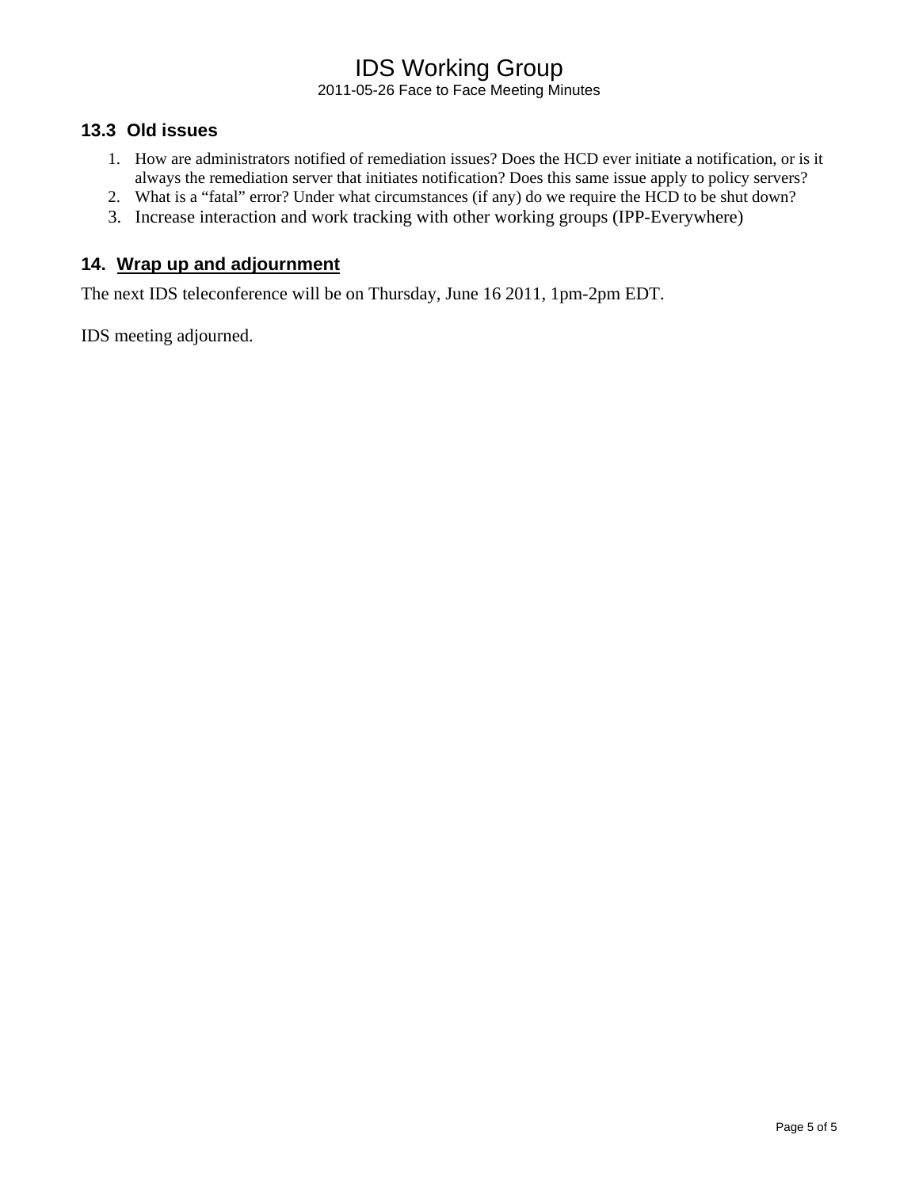### 13.3 Old issues

1. How are administrators notified of remediation issues? Does the HCD ever initiate a notification, or is it always the remediation server that initiates notification? Does this same issue apply to policy servers?
2. What is a “fatal” error? Under what circumstances (if any) do we require the HCD to be shut down?
3. Increase interaction and work tracking with other working groups (IPP-Everywhere)

## 14. Wrap up and adjournment

The next IDS teleconference will be on Thursday, June 16 2011, 1pm-2pm EDT.

IDS meeting adjourned.